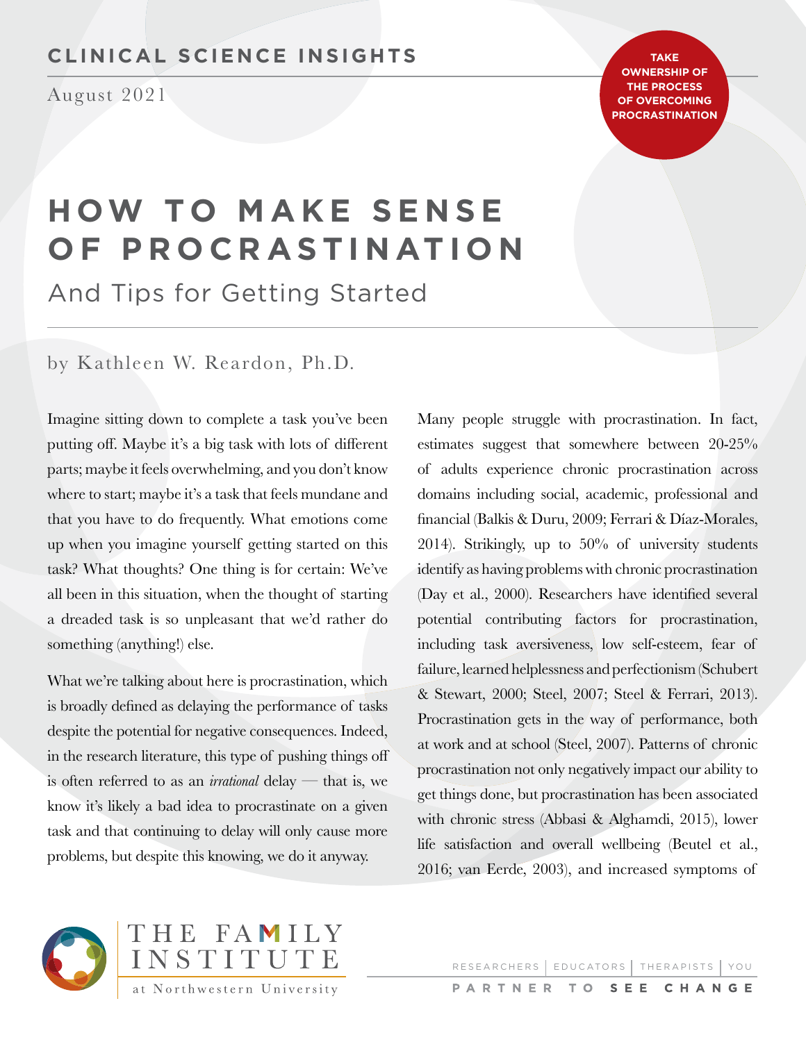CLINICAL SCIENCE INSIGHTS

August 2021

TAKE OWNERSHIP OF THE PROCESS OF OVERCOMING PROCRASTINATION

# HOW TO MAKE SENSE OF PROCRASTINATION

## And Tips for Getting Started

by Kathleen W. Reardon, Ph.D.

Imagine sitting down to complete a task you've been putting off. Maybe it's a big task with lots of different parts; maybe it feels overwhelming, and you don't know where to start; maybe it's a task that feels mundane and that you have to do frequently. What emotions come up when you imagine yourself getting started on this task? What thoughts? One thing is for certain: We've all been in this situation, when the thought of starting a dreaded task is so unpleasant that we'd rather do something (anything!) else.

What we're talking about here is procrastination, which is broadly defined as delaying the performance of tasks despite the potential for negative consequences. Indeed, in the research literature, this type of pushing things off is often referred to as an *irrational* delay — that is, we know it's likely a bad idea to procrastinate on a given task and that continuing to delay will only cause more problems, but despite this knowing, we do it anyway.

Many people struggle with procrastination. In fact, estimates suggest that somewhere between 20-25% of adults experience chronic procrastination across domains including social, academic, professional and financial (Balkis & Duru, 2009; Ferrari & Díaz-Morales, 2014). Strikingly, up to 50% of university students identify as having problems with chronic procrastination (Day et al., 2000). Researchers have identified several potential contributing factors for procrastination, including task aversiveness, low self-esteem, fear of failure, learned helplessness and perfectionism (Schubert & Stewart, 2000; Steel, 2007; Steel & Ferrari, 2013). Procrastination gets in the way of performance, both at work and at school (Steel, 2007). Patterns of chronic procrastination not only negatively impact our ability to get things done, but procrastination has been associated with chronic stress (Abbasi & Alghamdi, 2015), lower life satisfaction and overall wellbeing (Beutel et al., 2016; van Eerde, 2003), and increased symptoms of

THE FAMILY INSTITUTE at Northwestern University

RESEARCHERS | EDUCATORS | THERAPISTS | YOU

PARTNER TO SEE CHANGE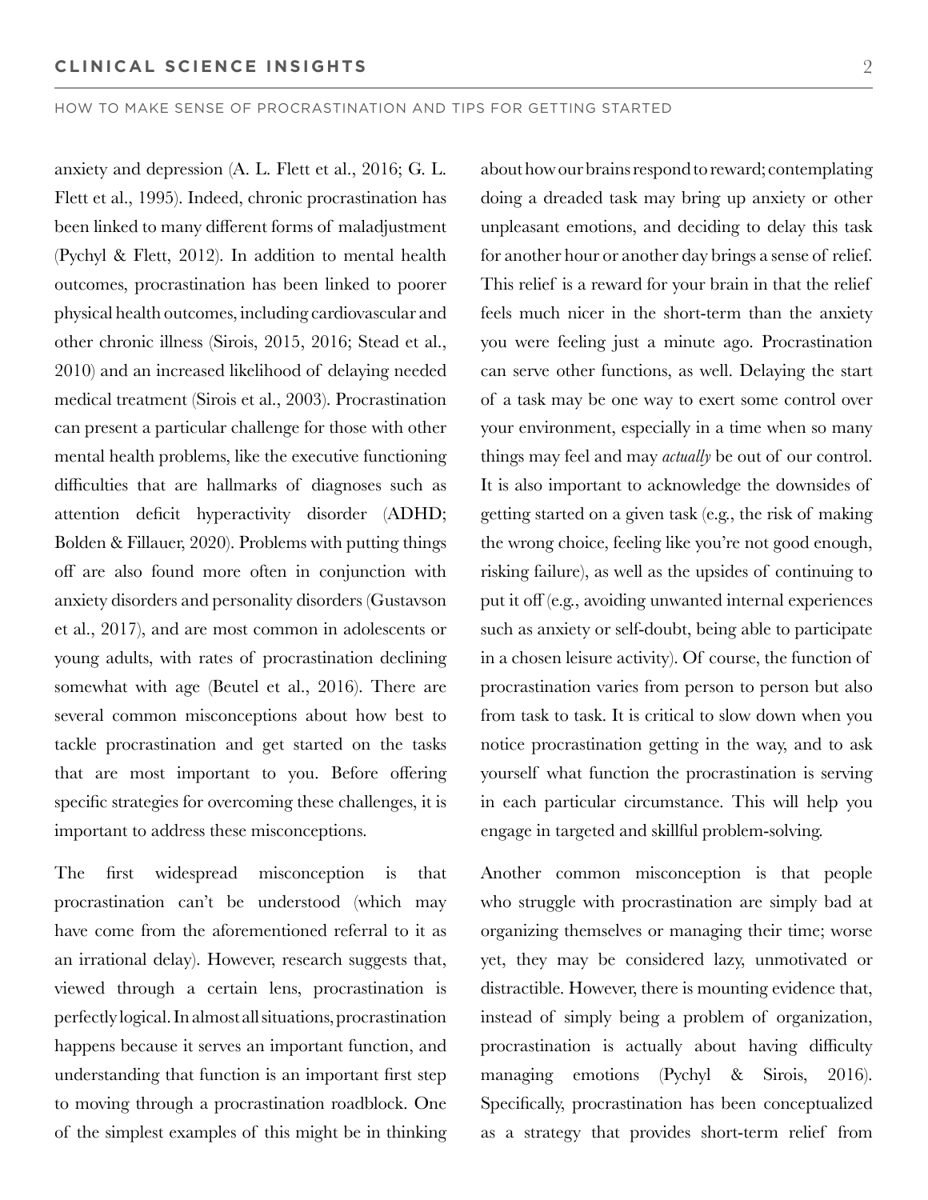anxiety and depression (A. L. Flett et al., 2016; G. L. Flett et al., 1995). Indeed, chronic procrastination has been linked to many different forms of maladjustment (Pychyl & Flett, 2012). In addition to mental health outcomes, procrastination has been linked to poorer physical health outcomes, including cardiovascular and other chronic illness (Sirois, 2015, 2016; Stead et al., 2010) and an increased likelihood of delaying needed medical treatment (Sirois et al., 2003). Procrastination can present a particular challenge for those with other mental health problems, like the executive functioning difficulties that are hallmarks of diagnoses such as attention deficit hyperactivity disorder (ADHD; Bolden & Fillauer, 2020). Problems with putting things off are also found more often in conjunction with anxiety disorders and personality disorders (Gustavson et al., 2017), and are most common in adolescents or young adults, with rates of procrastination declining somewhat with age (Beutel et al., 2016). There are several common misconceptions about how best to tackle procrastination and get started on the tasks that are most important to you. Before offering specific strategies for overcoming these challenges, it is important to address these misconceptions.

The first widespread misconception is that procrastination can't be understood (which may have come from the aforementioned referral to it as an irrational delay). However, research suggests that, viewed through a certain lens, procrastination is perfectly logical. In almost all situations, procrastination happens because it serves an important function, and understanding that function is an important first step to moving through a procrastination roadblock. One of the simplest examples of this might be in thinking about how our brains respond to reward; contemplating doing a dreaded task may bring up anxiety or other unpleasant emotions, and deciding to delay this task for another hour or another day brings a sense of relief. This relief is a reward for your brain in that the relief feels much nicer in the short-term than the anxiety you were feeling just a minute ago. Procrastination can serve other functions, as well. Delaying the start of a task may be one way to exert some control over your environment, especially in a time when so many things may feel and may *actually* be out of our control. It is also important to acknowledge the downsides of getting started on a given task (e.g., the risk of making the wrong choice, feeling like you're not good enough, risking failure), as well as the upsides of continuing to put it off (e.g., avoiding unwanted internal experiences such as anxiety or self-doubt, being able to participate in a chosen leisure activity). Of course, the function of procrastination varies from person to person but also from task to task. It is critical to slow down when you notice procrastination getting in the way, and to ask yourself what function the procrastination is serving in each particular circumstance. This will help you engage in targeted and skillful problem-solving.

Another common misconception is that people who struggle with procrastination are simply bad at organizing themselves or managing their time; worse yet, they may be considered lazy, unmotivated or distractible. However, there is mounting evidence that, instead of simply being a problem of organization, procrastination is actually about having difficulty managing emotions (Pychyl & Sirois, 2016). Specifically, procrastination has been conceptualized as a strategy that provides short-term relief from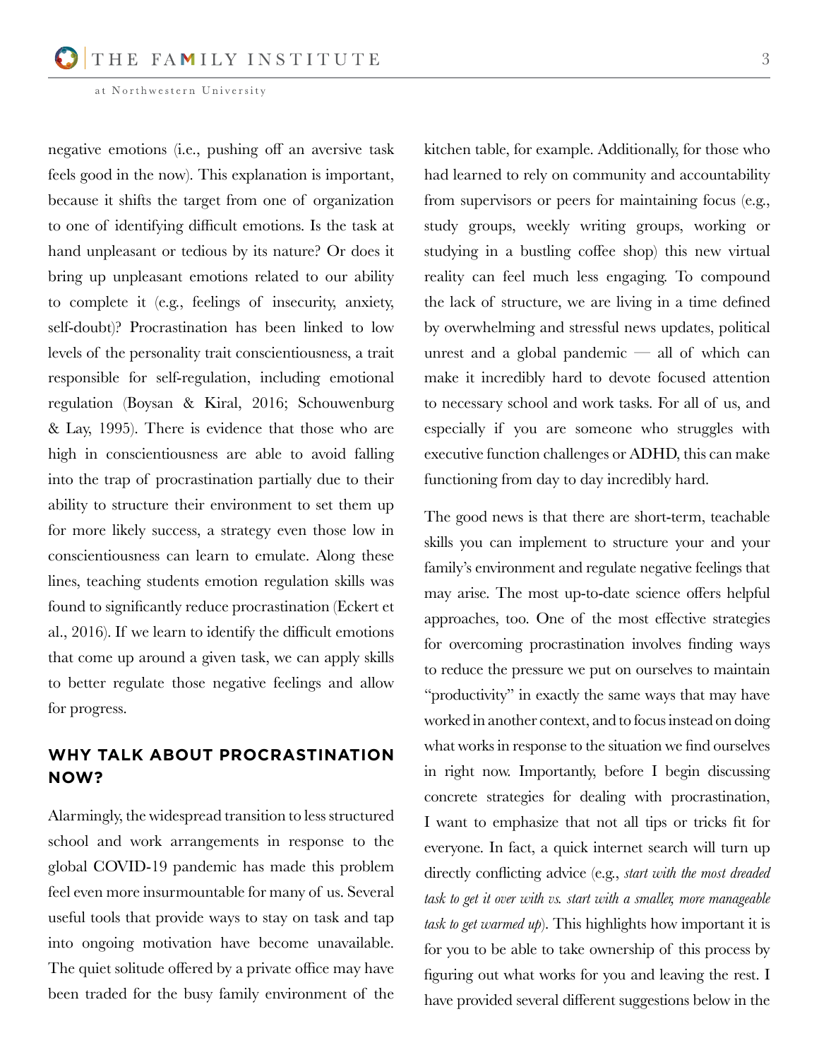negative emotions (i.e., pushing off an aversive task feels good in the now). This explanation is important, because it shifts the target from one of organization to one of identifying difficult emotions. Is the task at hand unpleasant or tedious by its nature? Or does it bring up unpleasant emotions related to our ability to complete it (e.g., feelings of insecurity, anxiety, self-doubt)? Procrastination has been linked to low levels of the personality trait conscientiousness, a trait responsible for self-regulation, including emotional regulation (Boysan & Kiral, 2016; Schouwenburg & Lay, 1995). There is evidence that those who are high in conscientiousness are able to avoid falling into the trap of procrastination partially due to their ability to structure their environment to set them up for more likely success, a strategy even those low in conscientiousness can learn to emulate. Along these lines, teaching students emotion regulation skills was found to significantly reduce procrastination (Eckert et al., 2016). If we learn to identify the difficult emotions that come up around a given task, we can apply skills to better regulate those negative feelings and allow for progress.

## WHY TALK ABOUT PROCRASTINATION NOW?

Alarmingly, the widespread transition to less structured school and work arrangements in response to the global COVID-19 pandemic has made this problem feel even more insurmountable for many of us. Several useful tools that provide ways to stay on task and tap into ongoing motivation have become unavailable. The quiet solitude offered by a private office may have been traded for the busy family environment of the kitchen table, for example. Additionally, for those who had learned to rely on community and accountability from supervisors or peers for maintaining focus (e.g., study groups, weekly writing groups, working or studying in a bustling coffee shop) this new virtual reality can feel much less engaging. To compound the lack of structure, we are living in a time defined by overwhelming and stressful news updates, political unrest and a global pandemic — all of which can make it incredibly hard to devote focused attention to necessary school and work tasks. For all of us, and especially if you are someone who struggles with executive function challenges or ADHD, this can make functioning from day to day incredibly hard.

The good news is that there are short-term, teachable skills you can implement to structure your and your family's environment and regulate negative feelings that may arise. The most up-to-date science offers helpful approaches, too. One of the most effective strategies for overcoming procrastination involves finding ways to reduce the pressure we put on ourselves to maintain "productivity" in exactly the same ways that may have worked in another context, and to focus instead on doing what works in response to the situation we find ourselves in right now. Importantly, before I begin discussing concrete strategies for dealing with procrastination, I want to emphasize that not all tips or tricks fit for everyone. In fact, a quick internet search will turn up directly conflicting advice (e.g., *start with the most dreaded task to get it over with vs. start with a smaller, more manageable task to get warmed up*). This highlights how important it is for you to be able to take ownership of this process by figuring out what works for you and leaving the rest. I have provided several different suggestions below in the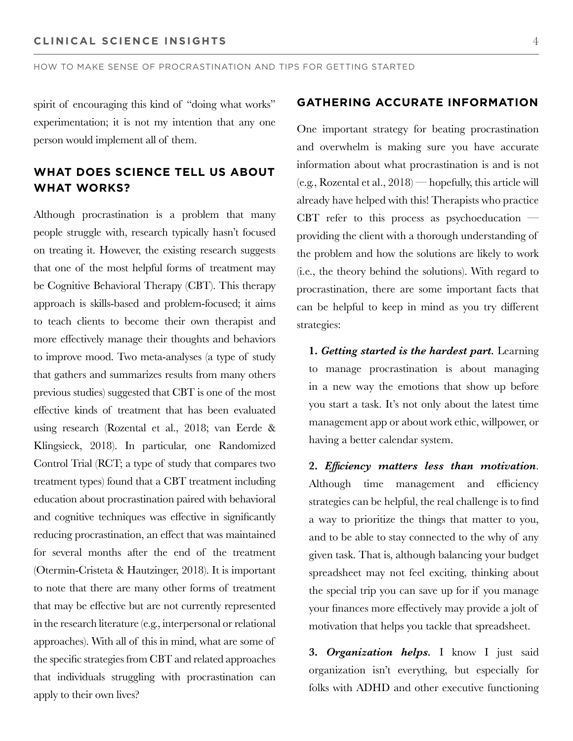spirit of encouraging this kind of "doing what works" experimentation; it is not my intention that any one person would implement all of them.

## WHAT DOES SCIENCE TELL US ABOUT WHAT WORKS?

Although procrastination is a problem that many people struggle with, research typically hasn't focused on treating it. However, the existing research suggests that one of the most helpful forms of treatment may be Cognitive Behavioral Therapy (CBT). This therapy approach is skills-based and problem-focused; it aims to teach clients to become their own therapist and more effectively manage their thoughts and behaviors to improve mood. Two meta-analyses (a type of study that gathers and summarizes results from many others previous studies) suggested that CBT is one of the most effective kinds of treatment that has been evaluated using research (Rozental et al., 2018; van Eerde & Klingsieck, 2018). In particular, one Randomized Control Trial (RCT; a type of study that compares two treatment types) found that a CBT treatment including education about procrastination paired with behavioral and cognitive techniques was effective in significantly reducing procrastination, an effect that was maintained for several months after the end of the treatment (Otermin-Cristeta & Hautzinger, 2018). It is important to note that there are many other forms of treatment that may be effective but are not currently represented in the research literature (e.g., interpersonal or relational approaches). With all of this in mind, what are some of the specific strategies from CBT and related approaches that individuals struggling with procrastination can apply to their own lives?

## GATHERING ACCURATE INFORMATION

One important strategy for beating procrastination and overwhelm is making sure you have accurate information about what procrastination is and is not (e.g., Rozental et al., 2018) — hopefully, this article will already have helped with this! Therapists who practice CBT refer to this process as psychoeducation — providing the client with a thorough understanding of the problem and how the solutions are likely to work (i.e., the theory behind the solutions). With regard to procrastination, there are some important facts that can be helpful to keep in mind as you try different strategies:

**1.** ***Getting started is the hardest part.*** Learning to manage procrastination is about managing in a new way the emotions that show up before you start a task. It's not only about the latest time management app or about work ethic, willpower, or having a better calendar system.

**2.** ***Efficiency matters less than motivation***. Although time management and efficiency strategies can be helpful, the real challenge is to find a way to prioritize the things that matter to you, and to be able to stay connected to the why of any given task. That is, although balancing your budget spreadsheet may not feel exciting, thinking about the special trip you can save up for if you manage your finances more effectively may provide a jolt of motivation that helps you tackle that spreadsheet.

**3.** ***Organization helps.*** I know I just said organization isn't everything, but especially for folks with ADHD and other executive functioning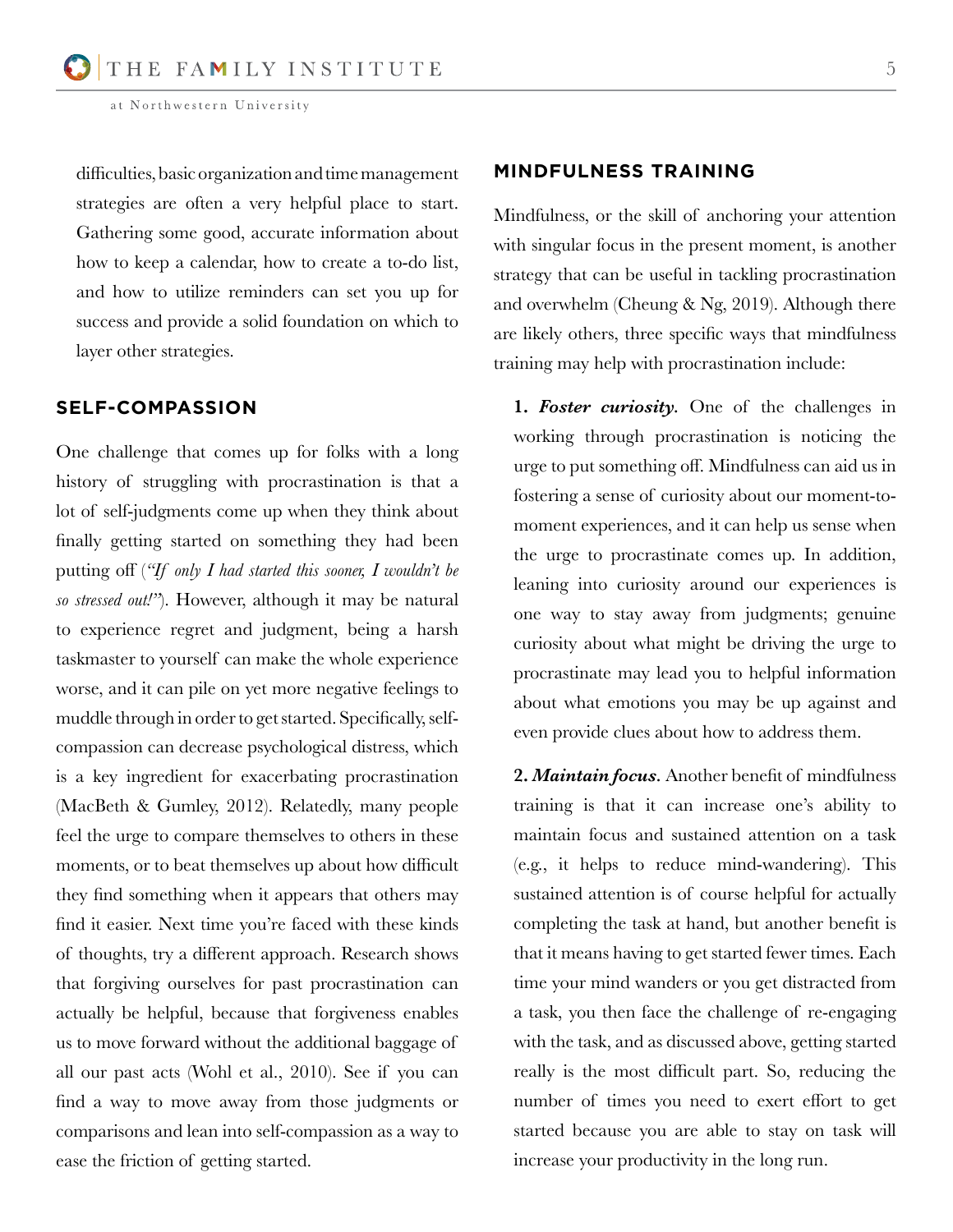difficulties, basic organization and time management strategies are often a very helpful place to start. Gathering some good, accurate information about how to keep a calendar, how to create a to-do list, and how to utilize reminders can set you up for success and provide a solid foundation on which to layer other strategies.

## SELF-COMPASSION

One challenge that comes up for folks with a long history of struggling with procrastination is that a lot of self-judgments come up when they think about finally getting started on something they had been putting off (*"If only I had started this sooner, I wouldn't be so stressed out!"*). However, although it may be natural to experience regret and judgment, being a harsh taskmaster to yourself can make the whole experience worse, and it can pile on yet more negative feelings to muddle through in order to get started. Specifically, self-compassion can decrease psychological distress, which is a key ingredient for exacerbating procrastination (MacBeth & Gumley, 2012). Relatedly, many people feel the urge to compare themselves to others in these moments, or to beat themselves up about how difficult they find something when it appears that others may find it easier. Next time you're faced with these kinds of thoughts, try a different approach. Research shows that forgiving ourselves for past procrastination can actually be helpful, because that forgiveness enables us to move forward without the additional baggage of all our past acts (Wohl et al., 2010). See if you can find a way to move away from those judgments or comparisons and lean into self-compassion as a way to ease the friction of getting started.

## MINDFULNESS TRAINING

Mindfulness, or the skill of anchoring your attention with singular focus in the present moment, is another strategy that can be useful in tackling procrastination and overwhelm (Cheung & Ng, 2019). Although there are likely others, three specific ways that mindfulness training may help with procrastination include:

1. ***Foster curiosity.*** One of the challenges in working through procrastination is noticing the urge to put something off. Mindfulness can aid us in fostering a sense of curiosity about our moment-to-moment experiences, and it can help us sense when the urge to procrastinate comes up. In addition, leaning into curiosity around our experiences is one way to stay away from judgments; genuine curiosity about what might be driving the urge to procrastinate may lead you to helpful information about what emotions you may be up against and even provide clues about how to address them.

2. ***Maintain focus.*** Another benefit of mindfulness training is that it can increase one's ability to maintain focus and sustained attention on a task (e.g., it helps to reduce mind-wandering). This sustained attention is of course helpful for actually completing the task at hand, but another benefit is that it means having to get started fewer times. Each time your mind wanders or you get distracted from a task, you then face the challenge of re-engaging with the task, and as discussed above, getting started really is the most difficult part. So, reducing the number of times you need to exert effort to get started because you are able to stay on task will increase your productivity in the long run.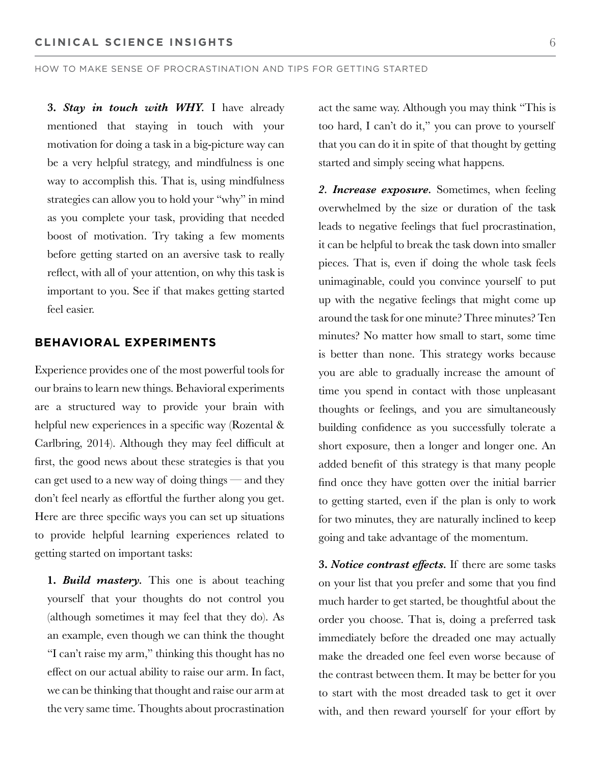**3.** ***Stay in touch with WHY.*** I have already mentioned that staying in touch with your motivation for doing a task in a big-picture way can be a very helpful strategy, and mindfulness is one way to accomplish this. That is, using mindfulness strategies can allow you to hold your "why" in mind as you complete your task, providing that needed boost of motivation. Try taking a few moments before getting started on an aversive task to really reflect, with all of your attention, on why this task is important to you. See if that makes getting started feel easier.

## BEHAVIORAL EXPERIMENTS

Experience provides one of the most powerful tools for our brains to learn new things. Behavioral experiments are a structured way to provide your brain with helpful new experiences in a specific way (Rozental & Carlbring, 2014). Although they may feel difficult at first, the good news about these strategies is that you can get used to a new way of doing things — and they don't feel nearly as effortful the further along you get. Here are three specific ways you can set up situations to provide helpful learning experiences related to getting started on important tasks:

**1.** ***Build mastery.*** This one is about teaching yourself that your thoughts do not control you (although sometimes it may feel that they do). As an example, even though we can think the thought "I can't raise my arm," thinking this thought has no effect on our actual ability to raise our arm. In fact, we can be thinking that thought and raise our arm at the very same time. Thoughts about procrastination act the same way. Although you may think "This is too hard, I can't do it," you can prove to yourself that you can do it in spite of that thought by getting started and simply seeing what happens.

*2.* ***Increase exposure.*** Sometimes, when feeling overwhelmed by the size or duration of the task leads to negative feelings that fuel procrastination, it can be helpful to break the task down into smaller pieces. That is, even if doing the whole task feels unimaginable, could you convince yourself to put up with the negative feelings that might come up around the task for one minute? Three minutes? Ten minutes? No matter how small to start, some time is better than none. This strategy works because you are able to gradually increase the amount of time you spend in contact with those unpleasant thoughts or feelings, and you are simultaneously building confidence as you successfully tolerate a short exposure, then a longer and longer one. An added benefit of this strategy is that many people find once they have gotten over the initial barrier to getting started, even if the plan is only to work for two minutes, they are naturally inclined to keep going and take advantage of the momentum.

**3.** ***Notice contrast effects.*** If there are some tasks on your list that you prefer and some that you find much harder to get started, be thoughtful about the order you choose. That is, doing a preferred task immediately before the dreaded one may actually make the dreaded one feel even worse because of the contrast between them. It may be better for you to start with the most dreaded task to get it over with, and then reward yourself for your effort by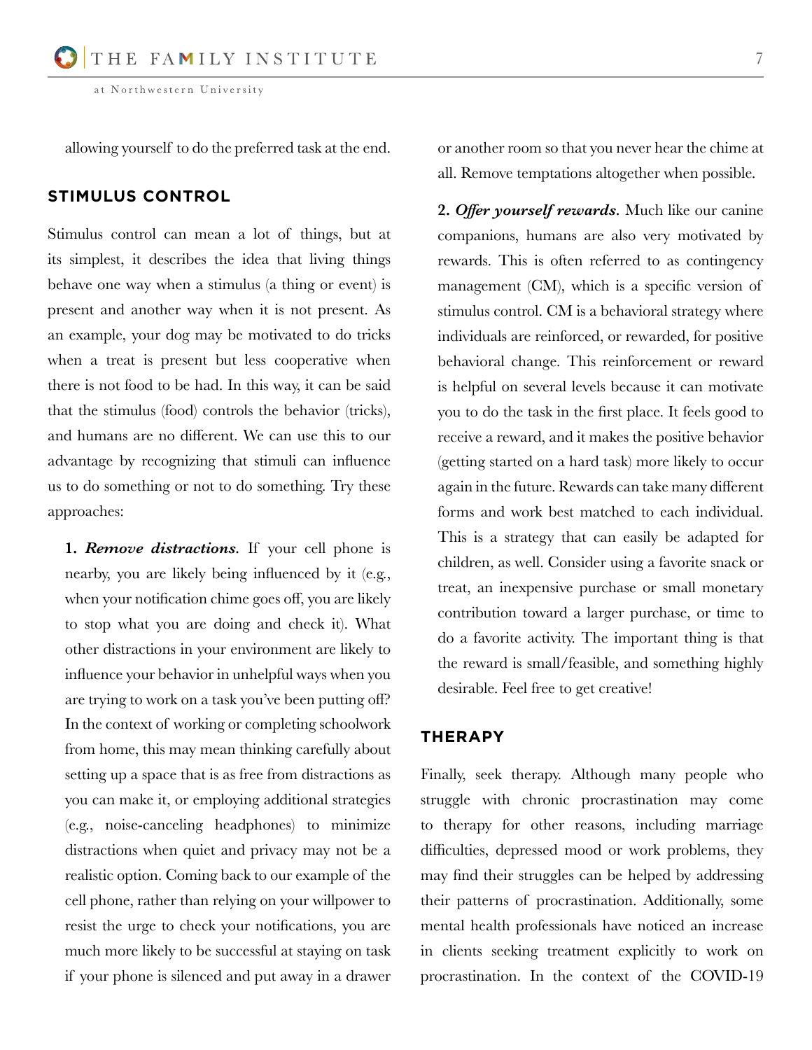allowing yourself to do the preferred task at the end.

## STIMULUS CONTROL

Stimulus control can mean a lot of things, but at its simplest, it describes the idea that living things behave one way when a stimulus (a thing or event) is present and another way when it is not present. As an example, your dog may be motivated to do tricks when a treat is present but less cooperative when there is not food to be had. In this way, it can be said that the stimulus (food) controls the behavior (tricks), and humans are no different. We can use this to our advantage by recognizing that stimuli can influence us to do something or not to do something. Try these approaches:

**1. *Remove distractions.*** If your cell phone is nearby, you are likely being influenced by it (e.g., when your notification chime goes off, you are likely to stop what you are doing and check it). What other distractions in your environment are likely to influence your behavior in unhelpful ways when you are trying to work on a task you've been putting off? In the context of working or completing schoolwork from home, this may mean thinking carefully about setting up a space that is as free from distractions as you can make it, or employing additional strategies (e.g., noise-canceling headphones) to minimize distractions when quiet and privacy may not be a realistic option. Coming back to our example of the cell phone, rather than relying on your willpower to resist the urge to check your notifications, you are much more likely to be successful at staying on task if your phone is silenced and put away in a drawer or another room so that you never hear the chime at all. Remove temptations altogether when possible.

**2. *Offer yourself rewards.*** Much like our canine companions, humans are also very motivated by rewards. This is often referred to as contingency management (CM), which is a specific version of stimulus control. CM is a behavioral strategy where individuals are reinforced, or rewarded, for positive behavioral change. This reinforcement or reward is helpful on several levels because it can motivate you to do the task in the first place. It feels good to receive a reward, and it makes the positive behavior (getting started on a hard task) more likely to occur again in the future. Rewards can take many different forms and work best matched to each individual. This is a strategy that can easily be adapted for children, as well. Consider using a favorite snack or treat, an inexpensive purchase or small monetary contribution toward a larger purchase, or time to do a favorite activity. The important thing is that the reward is small/feasible, and something highly desirable. Feel free to get creative!

## THERAPY

Finally, seek therapy. Although many people who struggle with chronic procrastination may come to therapy for other reasons, including marriage difficulties, depressed mood or work problems, they may find their struggles can be helped by addressing their patterns of procrastination. Additionally, some mental health professionals have noticed an increase in clients seeking treatment explicitly to work on procrastination. In the context of the COVID-19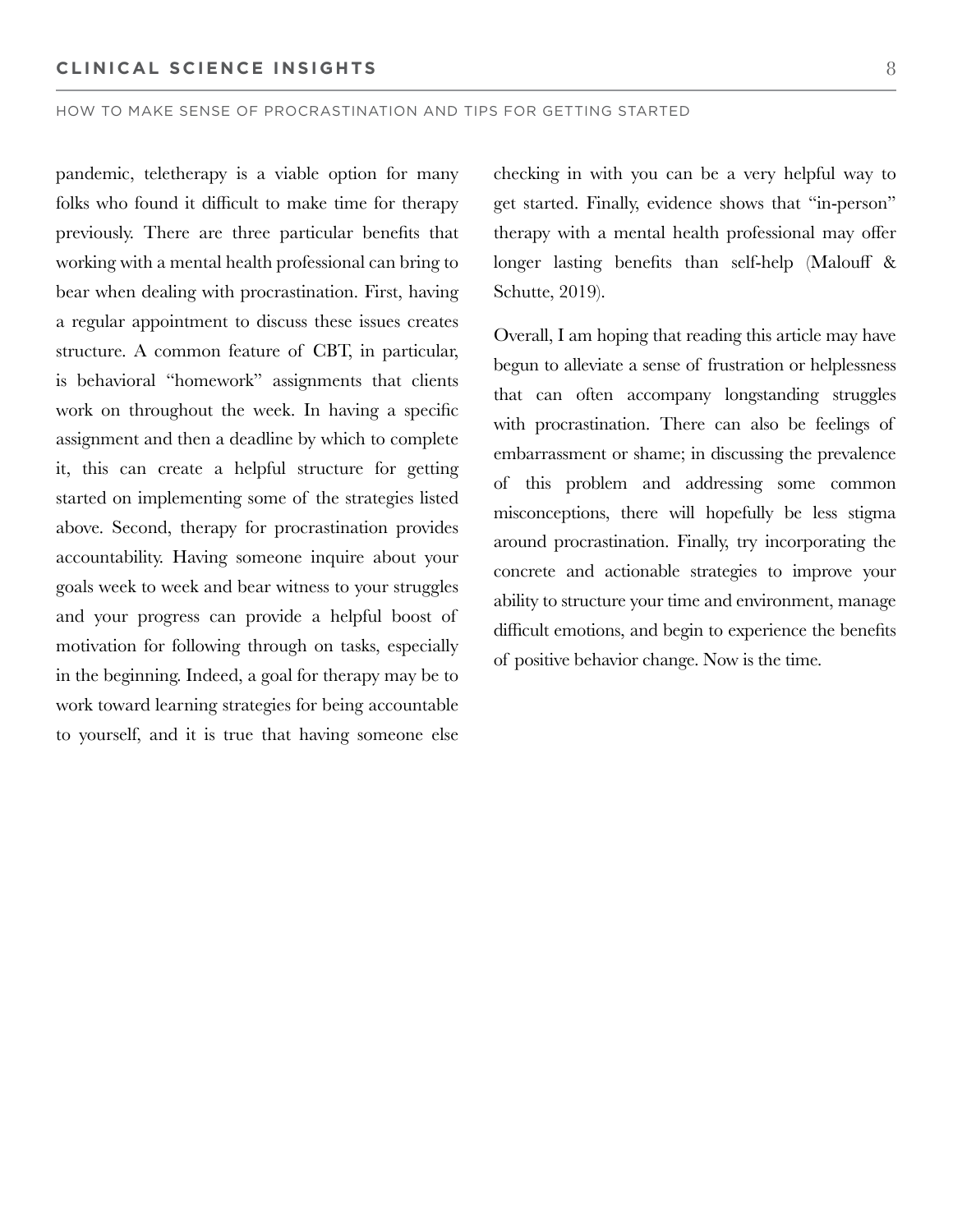pandemic, teletherapy is a viable option for many folks who found it difficult to make time for therapy previously. There are three particular benefits that working with a mental health professional can bring to bear when dealing with procrastination. First, having a regular appointment to discuss these issues creates structure. A common feature of CBT, in particular, is behavioral "homework" assignments that clients work on throughout the week. In having a specific assignment and then a deadline by which to complete it, this can create a helpful structure for getting started on implementing some of the strategies listed above. Second, therapy for procrastination provides accountability. Having someone inquire about your goals week to week and bear witness to your struggles and your progress can provide a helpful boost of motivation for following through on tasks, especially in the beginning. Indeed, a goal for therapy may be to work toward learning strategies for being accountable to yourself, and it is true that having someone else checking in with you can be a very helpful way to get started. Finally, evidence shows that "in-person" therapy with a mental health professional may offer longer lasting benefits than self-help (Malouff & Schutte, 2019).

Overall, I am hoping that reading this article may have begun to alleviate a sense of frustration or helplessness that can often accompany longstanding struggles with procrastination. There can also be feelings of embarrassment or shame; in discussing the prevalence of this problem and addressing some common misconceptions, there will hopefully be less stigma around procrastination. Finally, try incorporating the concrete and actionable strategies to improve your ability to structure your time and environment, manage difficult emotions, and begin to experience the benefits of positive behavior change. Now is the time.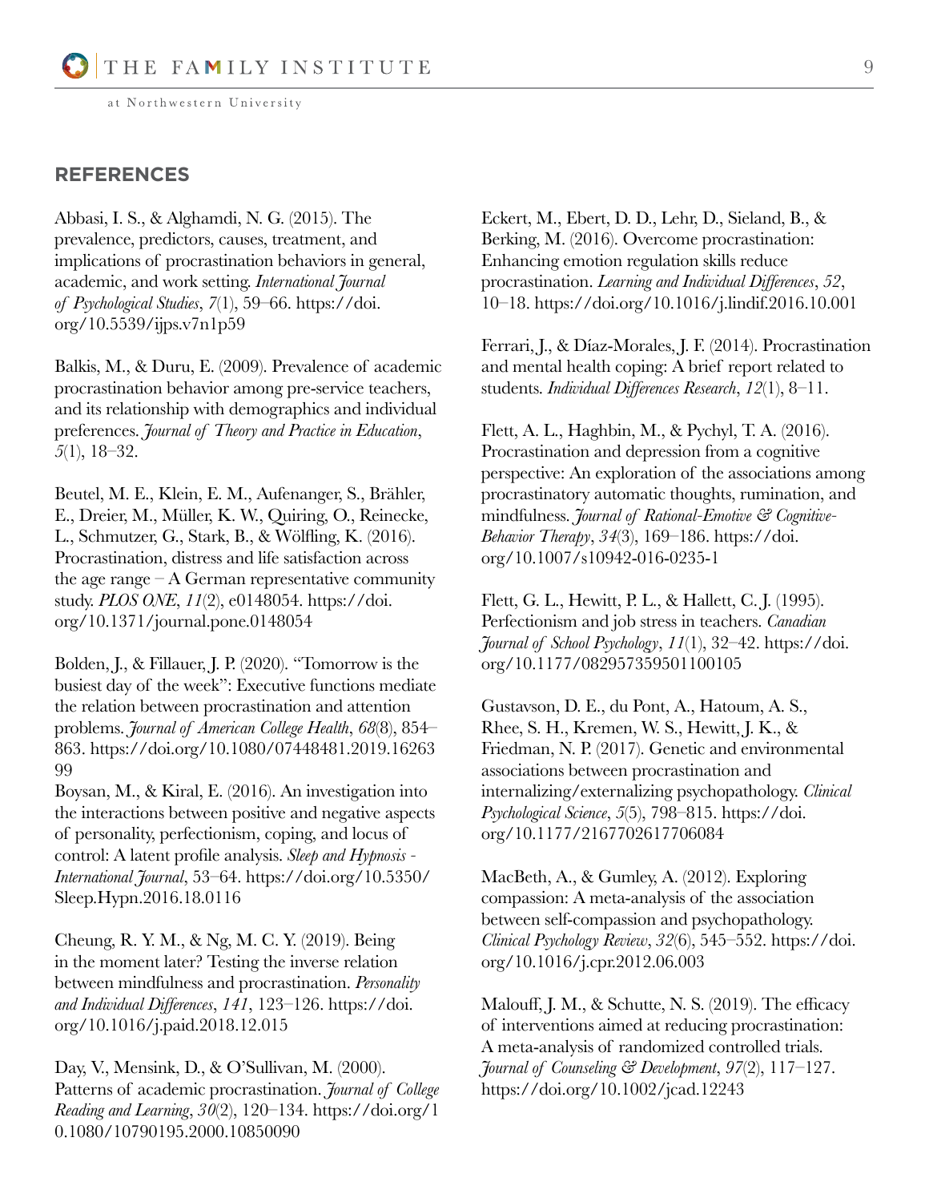## REFERENCES

Abbasi, I. S., & Alghamdi, N. G. (2015). The prevalence, predictors, causes, treatment, and implications of procrastination behaviors in general, academic, and work setting. *International Journal of Psychological Studies*, *7*(1), 59–66. https://doi.org/10.5539/ijps.v7n1p59

Balkis, M., & Duru, E. (2009). Prevalence of academic procrastination behavior among pre-service teachers, and its relationship with demographics and individual preferences. *Journal of Theory and Practice in Education*, *5*(1), 18–32.

Beutel, M. E., Klein, E. M., Aufenanger, S., Brähler, E., Dreier, M., Müller, K. W., Quiring, O., Reinecke, L., Schmutzer, G., Stark, B., & Wölfling, K. (2016). Procrastination, distress and life satisfaction across the age range – A German representative community study. *PLOS ONE*, *11*(2), e0148054. https://doi.org/10.1371/journal.pone.0148054

Bolden, J., & Fillauer, J. P. (2020). "Tomorrow is the busiest day of the week": Executive functions mediate the relation between procrastination and attention problems. *Journal of American College Health*, *68*(8), 854–863. https://doi.org/10.1080/07448481.2019.1626399

Boysan, M., & Kiral, E. (2016). An investigation into the interactions between positive and negative aspects of personality, perfectionism, coping, and locus of control: A latent profile analysis. *Sleep and Hypnosis - International Journal*, 53–64. https://doi.org/10.5350/Sleep.Hypn.2016.18.0116

Cheung, R. Y. M., & Ng, M. C. Y. (2019). Being in the moment later? Testing the inverse relation between mindfulness and procrastination. *Personality and Individual Differences*, *141*, 123–126. https://doi.org/10.1016/j.paid.2018.12.015

Day, V., Mensink, D., & O'Sullivan, M. (2000). Patterns of academic procrastination. *Journal of College Reading and Learning*, *30*(2), 120–134. https://doi.org/10.1080/10790195.2000.10850090

Eckert, M., Ebert, D. D., Lehr, D., Sieland, B., & Berking, M. (2016). Overcome procrastination: Enhancing emotion regulation skills reduce procrastination. *Learning and Individual Differences*, *52*, 10–18. https://doi.org/10.1016/j.lindif.2016.10.001

Ferrari, J., & Díaz-Morales, J. F. (2014). Procrastination and mental health coping: A brief report related to students. *Individual Differences Research*, *12*(1), 8–11.

Flett, A. L., Haghbin, M., & Pychyl, T. A. (2016). Procrastination and depression from a cognitive perspective: An exploration of the associations among procrastinatory automatic thoughts, rumination, and mindfulness. *Journal of Rational-Emotive & Cognitive-Behavior Therapy*, *34*(3), 169–186. https://doi.org/10.1007/s10942-016-0235-1

Flett, G. L., Hewitt, P. L., & Hallett, C. J. (1995). Perfectionism and job stress in teachers. *Canadian Journal of School Psychology*, *11*(1), 32–42. https://doi.org/10.1177/082957359501100105

Gustavson, D. E., du Pont, A., Hatoum, A. S., Rhee, S. H., Kremen, W. S., Hewitt, J. K., & Friedman, N. P. (2017). Genetic and environmental associations between procrastination and internalizing/externalizing psychopathology. *Clinical Psychological Science*, *5*(5), 798–815. https://doi.org/10.1177/2167702617706084

MacBeth, A., & Gumley, A. (2012). Exploring compassion: A meta-analysis of the association between self-compassion and psychopathology. *Clinical Psychology Review*, *32*(6), 545–552. https://doi.org/10.1016/j.cpr.2012.06.003

Malouff, J. M., & Schutte, N. S. (2019). The efficacy of interventions aimed at reducing procrastination: A meta-analysis of randomized controlled trials. *Journal of Counseling & Development*, *97*(2), 117–127. https://doi.org/10.1002/jcad.12243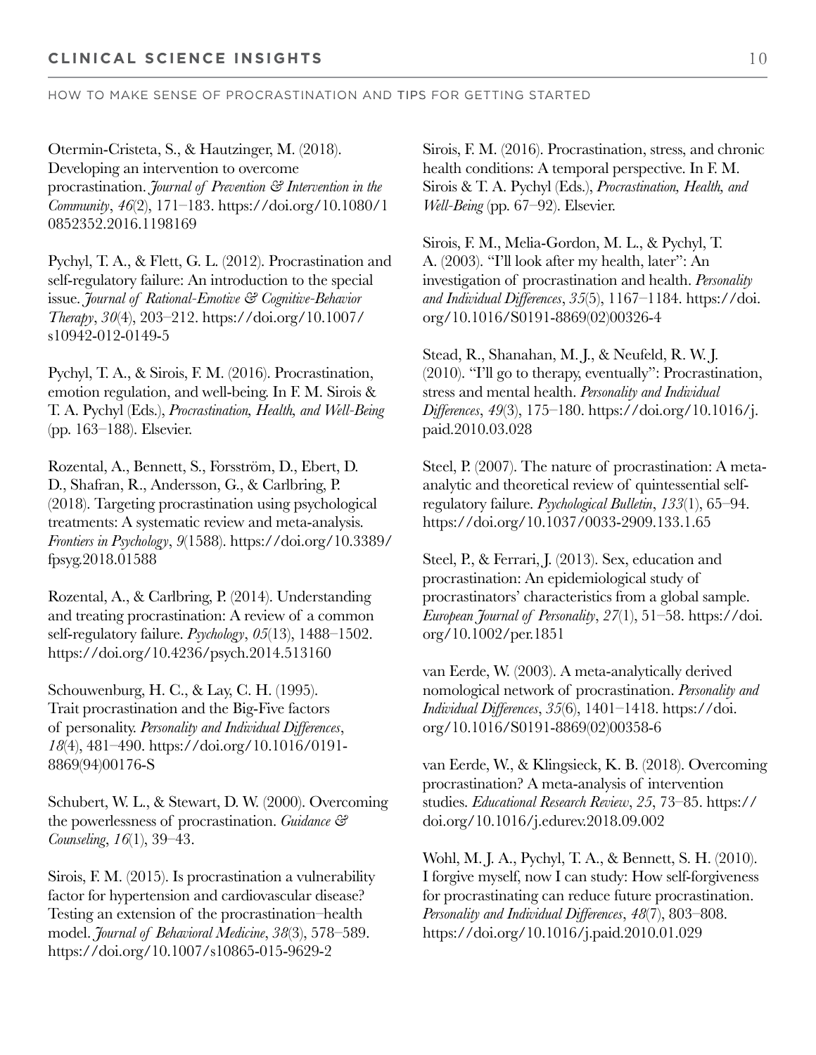Otermin-Cristeta, S., & Hautzinger, M. (2018). Developing an intervention to overcome procrastination. *Journal of Prevention & Intervention in the Community*, *46*(2), 171–183. https://doi.org/10.1080/10852352.2016.1198169

Pychyl, T. A., & Flett, G. L. (2012). Procrastination and self-regulatory failure: An introduction to the special issue. *Journal of Rational-Emotive & Cognitive-Behavior Therapy*, *30*(4), 203–212. https://doi.org/10.1007/s10942-012-0149-5

Pychyl, T. A., & Sirois, F. M. (2016). Procrastination, emotion regulation, and well-being. In F. M. Sirois & T. A. Pychyl (Eds.), *Procrastination, Health, and Well-Being* (pp. 163–188). Elsevier.

Rozental, A., Bennett, S., Forsström, D., Ebert, D. D., Shafran, R., Andersson, G., & Carlbring, P. (2018). Targeting procrastination using psychological treatments: A systematic review and meta-analysis. *Frontiers in Psychology*, *9*(1588). https://doi.org/10.3389/fpsyg.2018.01588

Rozental, A., & Carlbring, P. (2014). Understanding and treating procrastination: A review of a common self-regulatory failure. *Psychology*, *05*(13), 1488–1502. https://doi.org/10.4236/psych.2014.513160

Schouwenburg, H. C., & Lay, C. H. (1995). Trait procrastination and the Big-Five factors of personality. *Personality and Individual Differences*, *18*(4), 481–490. https://doi.org/10.1016/0191-8869(94)00176-S

Schubert, W. L., & Stewart, D. W. (2000). Overcoming the powerlessness of procrastination. *Guidance & Counseling*, *16*(1), 39–43.

Sirois, F. M. (2015). Is procrastination a vulnerability factor for hypertension and cardiovascular disease? Testing an extension of the procrastination–health model. *Journal of Behavioral Medicine*, *38*(3), 578–589. https://doi.org/10.1007/s10865-015-9629-2

Sirois, F. M. (2016). Procrastination, stress, and chronic health conditions: A temporal perspective. In F. M. Sirois & T. A. Pychyl (Eds.), *Procrastination, Health, and Well-Being* (pp. 67–92). Elsevier.

Sirois, F. M., Melia-Gordon, M. L., & Pychyl, T. A. (2003). "I'll look after my health, later": An investigation of procrastination and health. *Personality and Individual Differences*, *35*(5), 1167–1184. https://doi.org/10.1016/S0191-8869(02)00326-4

Stead, R., Shanahan, M. J., & Neufeld, R. W. J. (2010). "I'll go to therapy, eventually": Procrastination, stress and mental health. *Personality and Individual Differences*, *49*(3), 175–180. https://doi.org/10.1016/j.paid.2010.03.028

Steel, P. (2007). The nature of procrastination: A meta-analytic and theoretical review of quintessential self-regulatory failure. *Psychological Bulletin*, *133*(1), 65–94. https://doi.org/10.1037/0033-2909.133.1.65

Steel, P., & Ferrari, J. (2013). Sex, education and procrastination: An epidemiological study of procrastinators' characteristics from a global sample. *European Journal of Personality*, *27*(1), 51–58. https://doi.org/10.1002/per.1851

van Eerde, W. (2003). A meta-analytically derived nomological network of procrastination. *Personality and Individual Differences*, *35*(6), 1401–1418. https://doi.org/10.1016/S0191-8869(02)00358-6

van Eerde, W., & Klingsieck, K. B. (2018). Overcoming procrastination? A meta-analysis of intervention studies. *Educational Research Review*, *25*, 73–85. https://doi.org/10.1016/j.edurev.2018.09.002

Wohl, M. J. A., Pychyl, T. A., & Bennett, S. H. (2010). I forgive myself, now I can study: How self-forgiveness for procrastinating can reduce future procrastination. *Personality and Individual Differences*, *48*(7), 803–808. https://doi.org/10.1016/j.paid.2010.01.029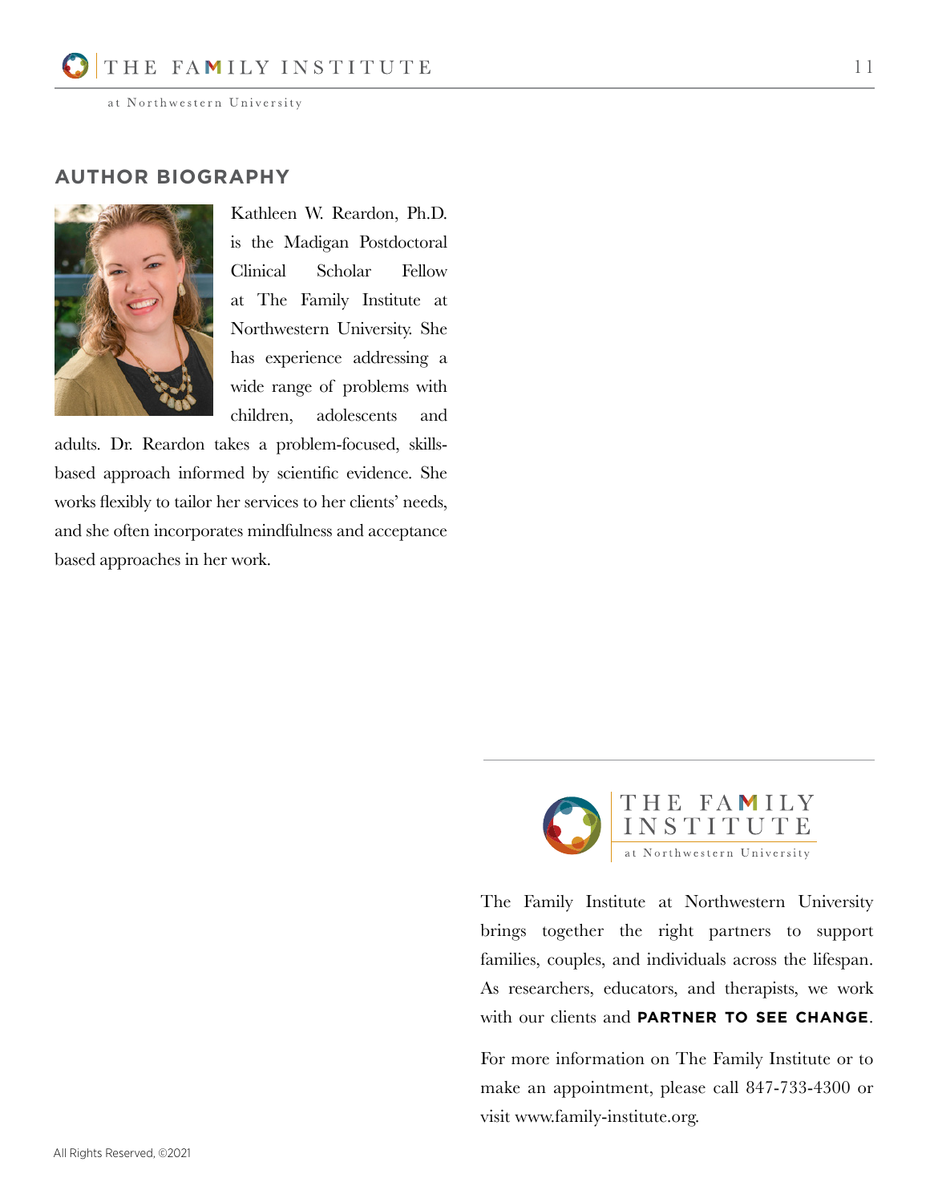## AUTHOR BIOGRAPHY

Kathleen W. Reardon, Ph.D. is the Madigan Postdoctoral Clinical Scholar Fellow at The Family Institute at Northwestern University. She has experience addressing a wide range of problems with children, adolescents and adults. Dr. Reardon takes a problem-focused, skills-based approach informed by scientific evidence. She works flexibly to tailor her services to her clients' needs, and she often incorporates mindfulness and acceptance based approaches in her work.

THE FAMILY INSTITUTE
at Northwestern University

The Family Institute at Northwestern University brings together the right partners to support families, couples, and individuals across the lifespan. As researchers, educators, and therapists, we work with our clients and **PARTNER TO SEE CHANGE**.

For more information on The Family Institute or to make an appointment, please call 847-733-4300 or visit www.family-institute.org.

All Rights Reserved, ©2021